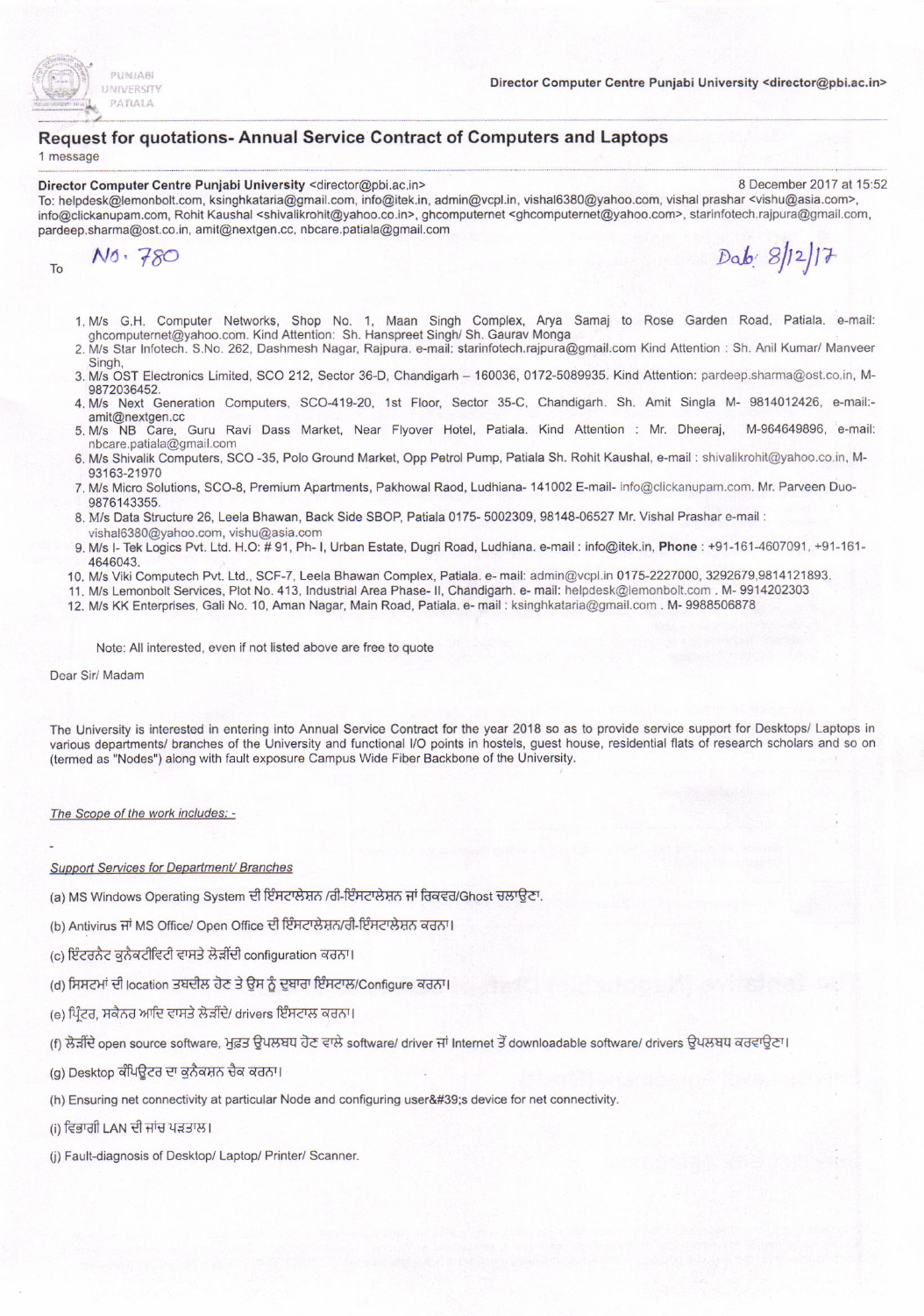PUNJABI UNIVERSITY PATIALA

Director Computer Centre Punjabi University <director@pbi.ac.in>

## Request for quotations- Annual Service Contract of Computers and Laptops

1 message

**Director Computer Centre Punjabi University** <director@pbi.ac.in> 8 December 2017 at 15:52

To: helpdesk@lemonbolt.com, ksinghkataria@gmail.com, info@itek.in, admin@vcpl.in, vishal6380@yahoo.com, vishal prashar <vishu@asia.com>, info@clickanupam.com, Rohit Kaushal <shivalikrohit@yahoo.co.in>, ghcomputernet <ghcomputernet@yahoo.com>, starinfotech.rajpura@gmail.com, pardeep.sharma@ost.co.in, amit@nextgen.cc, nbcare.patiala@gmail.com

To No. 780 Dated 8/12/17

1. M/s G.H. Computer Networks, Shop No. 1, Maan Singh Complex, Arya Samaj to Rose Garden Road, Patiala. e-mail: ghcomputernet@yahoo.com. Kind Attention: Sh. Hanspreet Singh/ Sh. Gaurav Monga
2. M/s Star Infotech. S.No. 262, Dashmesh Nagar, Rajpura. e-mail: starinfotech.rajpura@gmail.com Kind Attention : Sh. Anil Kumar/ Manveer Singh,
3. M/s OST Electronics Limited, SCO 212, Sector 36-D, Chandigarh – 160036, 0172-5089935. Kind Attention: pardeep.sharma@ost.co.in, M-9872036452.
4. M/s Next Generation Computers, SCO-419-20, 1st Floor, Sector 35-C, Chandigarh. Sh. Amit Singla M- 9814012426, e-mail:-amit@nextgen.cc
5. M/s NB Care, Guru Ravi Dass Market, Near Flyover Hotel, Patiala. Kind Attention : Mr. Dheeraj, M-964649896, e-mail: nbcare.patiala@gmail.com
6. M/s Shivalik Computers, SCO -35, Polo Ground Market, Opp Petrol Pump, Patiala Sh. Rohit Kaushal, e-mail : shivalikrohit@yahoo.co.in, M-93163-21970
7. M/s Micro Solutions, SCO-8, Premium Apartments, Pakhowal Raod, Ludhiana- 141002 E-mail- info@clickanupam.com. Mr. Parveen Duo-9876143355.
8. M/s Data Structure 26, Leela Bhawan, Back Side SBOP, Patiala 0175- 5002309, 98148-06527 Mr. Vishal Prashar e-mail : vishal6380@yahoo.com, vishu@asia.com
9. M/s I- Tek Logics Pvt. Ltd. H.O: # 91, Ph- I, Urban Estate, Dugri Road, Ludhiana. e-mail : info@itek.in, **Phone** : +91-161-4607091, +91-161-4646043.
10. M/s Viki Computech Pvt. Ltd., SCF-7, Leela Bhawan Complex, Patiala. e- mail: admin@vcpl.in 0175-2227000, 3292679,9814121893.
11. M/s Lemonbolt Services, Plot No. 413, Industrial Area Phase- II, Chandigarh. e- mail: helpdesk@lemonbolt.com . M- 9914202303
12. M/s KK Enterprises, Gali No. 10, Aman Nagar, Main Road, Patiala. e- mail : ksinghkataria@gmail.com . M- 9988506878

Note: All interested, even if not listed above are free to quote

Dear Sir/ Madam

The University is interested in entering into Annual Service Contract for the year 2018 so as to provide service support for Desktops/ Laptops in various departments/ branches of the University and functional I/O points in hostels, guest house, residential flats of research scholars and so on (termed as "Nodes") along with fault exposure Campus Wide Fiber Backbone of the University.

*The Scope of the work includes: -*

-

*Support Services for Department/ Branches*

(a) MS Windows Operating System ਦੀ ਇੰਸਟਾਲੇਸ਼ਨ /ਰੀ-ਇੰਸਟਾਲੇਸ਼ਨ ਜਾਂ ਰਿਕਵਰ/Ghost ਚਲਾਉਣਾ.

(b) Antivirus ਜਾਂ MS Office/ Open Office ਦੀ ਇੰਸਟਾਲੇਸ਼ਨ/ਰੀ-ਇੰਸਟਾਲੇਸ਼ਨ ਕਰਨਾ।

(c) ਇੰਟਰਨੈਟ ਕੁਨੈਕਟੀਵਿਟੀ ਵਾਸਤੇ ਲੋੜੀਂਦੀ configuration ਕਰਨਾ।

(d) ਸਿਸਟਮਾਂ ਦੀ location ਤਬਦੀਲ ਹੋਣ ਤੇ ਉਸ ਨੂੰ ਦੁਬਾਰਾ ਇੰਸਟਾਲ/Configure ਕਰਨਾ।

(e) ਪ੍ਰਿੰਟਰ, ਸਕੈਨਰ ਆਦਿ ਵਾਸਤੇ ਲੋੜੀਂਦੇ/ drivers ਇੰਸਟਾਲ ਕਰਨਾ।

(f) ਲੋੜੀਂਦੇ open source software, ਮੁਫ਼ਤ ਉਪਲਬਧ ਹੋਣ ਵਾਲੇ software/ driver ਜਾਂ Internet ਤੋਂ downloadable software/ drivers ਉਪਲਬਧ ਕਰਵਾਉਣਾ।

(g) Desktop ਕੰਪਿਊਟਰ ਦਾ ਕੁਨੈਕਸ਼ਨ ਚੈਕ ਕਰਨਾ।

(h) Ensuring net connectivity at particular Node and configuring user&#39;s device for net connectivity.

(i) ਵਿਭਾਗੀ LAN ਦੀ ਜਾਂਚ ਪੜਤਾਲ।

(j) Fault-diagnosis of Desktop/ Laptop/ Printer/ Scanner.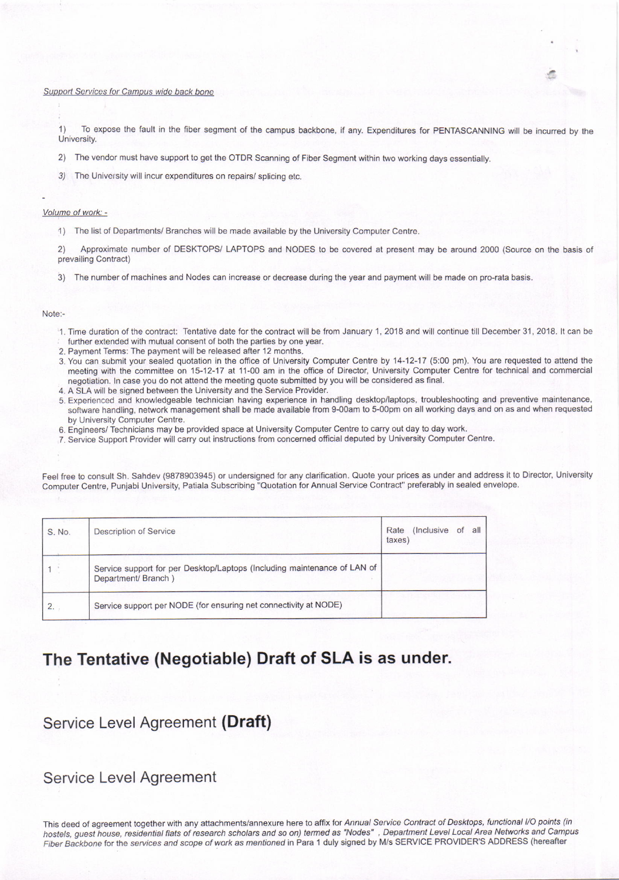*Support Services for Campus wide back bone*

1) To expose the fault in the fiber segment of the campus backbone, if any. Expenditures for PENTASCANNING will be incurred by the University.

2) The vendor must have support to get the OTDR Scanning of Fiber Segment within two working days essentially.

3) The University will incur expenditures on repairs/ splicing etc.

*Volume of work: -*

1) The list of Departments/ Branches will be made available by the University Computer Centre.

2) Approximate number of DESKTOPS/ LAPTOPS and NODES to be covered at present may be around 2000 (Source on the basis of prevailing Contract)

3) The number of machines and Nodes can increase or decrease during the year and payment will be made on pro-rata basis.

Note:-

1. Time duration of the contract: Tentative date for the contract will be from January 1, 2018 and will continue till December 31, 2018. It can be further extended with mutual consent of both the parties by one year.
2. Payment Terms: The payment will be released after 12 months.
3. You can submit your sealed quotation in the office of University Computer Centre by 14-12-17 (5:00 pm). You are requested to attend the meeting with the committee on 15-12-17 at 11-00 am in the office of Director, University Computer Centre for technical and commercial negotiation. In case you do not attend the meeting quote submitted by you will be considered as final.
4. A SLA will be signed between the University and the Service Provider.
5. Experienced and knowledgeable technician having experience in handling desktop/laptops, troubleshooting and preventive maintenance, software handling, network management shall be made available from 9-00am to 5-00pm on all working days and on as and when requested by University Computer Centre.
6. Engineers/ Technicians may be provided space at University Computer Centre to carry out day to day work.
7. Service Support Provider will carry out instructions from concerned official deputed by University Computer Centre.

Feel free to consult Sh. Sahdev (9878903945) or undersigned for any clarification. Quote your prices as under and address it to Director, University Computer Centre, Punjabi University, Patiala Subscribing "Quotation for Annual Service Contract" preferably in sealed envelope.

| S. No. | Description of Service | Rate (Inclusive of all taxes) |
|---|---|---|
| 1 | Service support for per Desktop/Laptops (Including maintenance of LAN of Department/ Branch ) | |
| 2. | Service support per NODE (for ensuring net connectivity at NODE) | |

# The Tentative (Negotiable) Draft of SLA is as under.

## Service Level Agreement **(Draft)**

## Service Level Agreement

This deed of agreement together with any attachments/annexure here to affix for *Annual Service Contract of Desktops, functional I/O points (in hostels, guest house, residential flats of research scholars and so on) termed as "Nodes" , Department Level Local Area Networks and Campus Fiber Backbone* for the *services and scope of work as mentioned* in Para 1 duly signed by M/s SERVICE PROVIDER'S ADDRESS (hereafter